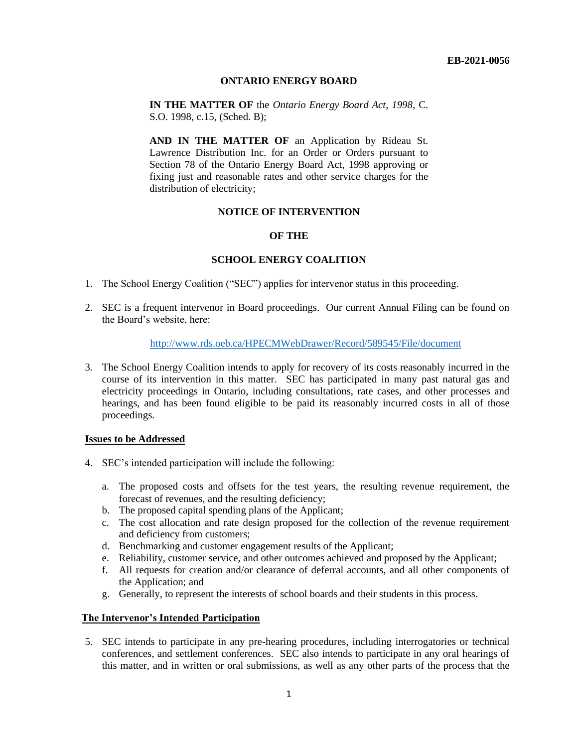**EB-2021-0056**

**ONTARIO ENERGY BOARD**

**IN THE MATTER OF** the *Ontario Energy Board Act, 1998*, C. S.O. 1998, c.15, (Sched. B);

**AND IN THE MATTER OF** an Application by Rideau St. Lawrence Distribution Inc. for an Order or Orders pursuant to Section 78 of the Ontario Energy Board Act, 1998 approving or fixing just and reasonable rates and other service charges for the distribution of electricity;

**NOTICE OF INTERVENTION**

**OF THE**

**SCHOOL ENERGY COALITION**

1. The School Energy Coalition ("SEC") applies for intervenor status in this proceeding.

2. SEC is a frequent intervenor in Board proceedings. Our current Annual Filing can be found on the Board's website, here:

   http://www.rds.oeb.ca/HPECMWebDrawer/Record/589545/File/document

3. The School Energy Coalition intends to apply for recovery of its costs reasonably incurred in the course of its intervention in this matter. SEC has participated in many past natural gas and electricity proceedings in Ontario, including consultations, rate cases, and other processes and hearings, and has been found eligible to be paid its reasonably incurred costs in all of those proceedings.

**Issues to be Addressed**

4. SEC's intended participation will include the following:

   a. The proposed costs and offsets for the test years, the resulting revenue requirement, the forecast of revenues, and the resulting deficiency;
   b. The proposed capital spending plans of the Applicant;
   c. The cost allocation and rate design proposed for the collection of the revenue requirement and deficiency from customers;
   d. Benchmarking and customer engagement results of the Applicant;
   e. Reliability, customer service, and other outcomes achieved and proposed by the Applicant;
   f. All requests for creation and/or clearance of deferral accounts, and all other components of the Application; and
   g. Generally, to represent the interests of school boards and their students in this process.

**The Intervenor's Intended Participation**

5. SEC intends to participate in any pre-hearing procedures, including interrogatories or technical conferences, and settlement conferences. SEC also intends to participate in any oral hearings of this matter, and in written or oral submissions, as well as any other parts of the process that the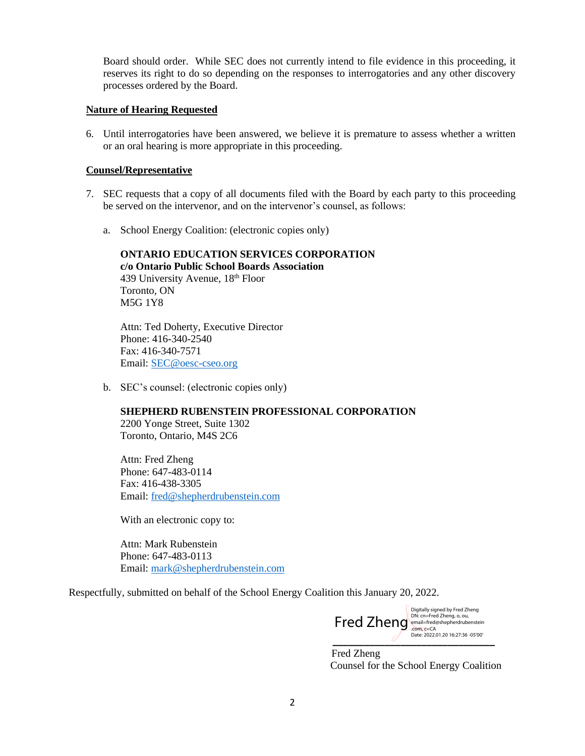Board should order. While SEC does not currently intend to file evidence in this proceeding, it reserves its right to do so depending on the responses to interrogatories and any other discovery processes ordered by the Board.

**Nature of Hearing Requested**

6. Until interrogatories have been answered, we believe it is premature to assess whether a written or an oral hearing is more appropriate in this proceeding.

**Counsel/Representative**

7. SEC requests that a copy of all documents filed with the Board by each party to this proceeding be served on the intervenor, and on the intervenor's counsel, as follows:

   a. School Energy Coalition: (electronic copies only)

      **ONTARIO EDUCATION SERVICES CORPORATION**
      **c/o Ontario Public School Boards Association**
      439 University Avenue, 18th Floor
      Toronto, ON
      M5G 1Y8

      Attn: Ted Doherty, Executive Director
      Phone: 416-340-2540
      Fax: 416-340-7571
      Email: SEC@oesc-cseo.org

   b. SEC's counsel: (electronic copies only)

      **SHEPHERD RUBENSTEIN PROFESSIONAL CORPORATION**
      2200 Yonge Street, Suite 1302
      Toronto, Ontario, M4S 2C6

      Attn: Fred Zheng
      Phone: 647-483-0114
      Fax: 416-438-3305
      Email: fred@shepherdrubenstein.com

      With an electronic copy to:

      Attn: Mark Rubenstein
      Phone: 647-483-0113
      Email: mark@shepherdrubenstein.com

Respectfully, submitted on behalf of the School Energy Coalition this January 20, 2022.

Fred Zheng
Digitally signed by Fred Zheng
DN: cn=Fred Zheng, o, ou, email=fred@shepherdrubenstein.com, c=CA
Date: 2022.01.20 16:27:36 -05'00'

\_\_\_\_\_\_\_\_\_\_\_\_\_\_\_\_\_\_\_\_\_\_\_\_\_\_\_\_\_\_

Fred Zheng
Counsel for the School Energy Coalition